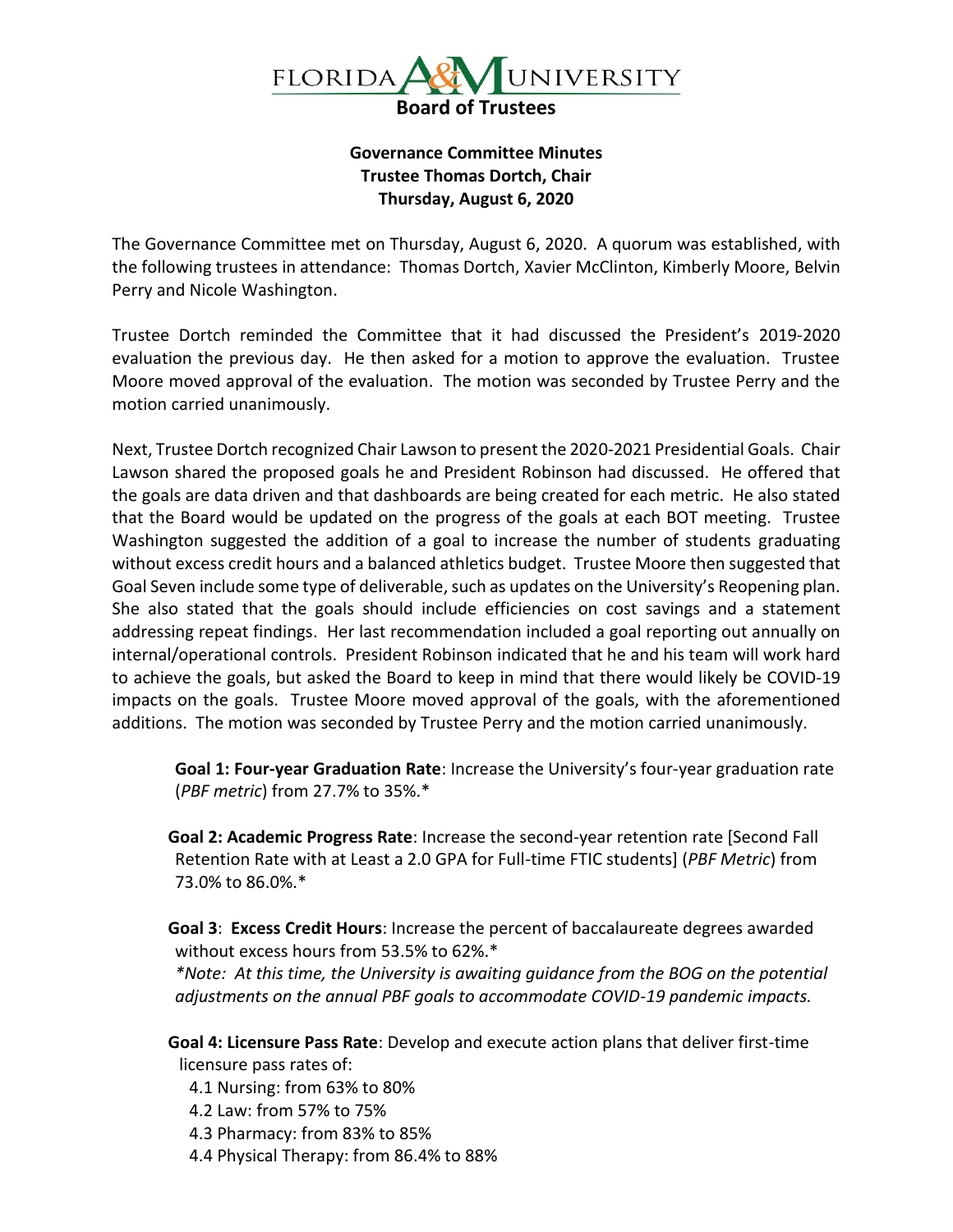# FLORIDA A&M UNIVERSITY

## Board of Trustees

### Governance Committee Minutes
### Trustee Thomas Dortch, Chair
### Thursday, August 6, 2020

The Governance Committee met on Thursday, August 6, 2020. A quorum was established, with the following trustees in attendance: Thomas Dortch, Xavier McClinton, Kimberly Moore, Belvin Perry and Nicole Washington.

Trustee Dortch reminded the Committee that it had discussed the President's 2019-2020 evaluation the previous day. He then asked for a motion to approve the evaluation. Trustee Moore moved approval of the evaluation. The motion was seconded by Trustee Perry and the motion carried unanimously.

Next, Trustee Dortch recognized Chair Lawson to present the 2020-2021 Presidential Goals. Chair Lawson shared the proposed goals he and President Robinson had discussed. He offered that the goals are data driven and that dashboards are being created for each metric. He also stated that the Board would be updated on the progress of the goals at each BOT meeting. Trustee Washington suggested the addition of a goal to increase the number of students graduating without excess credit hours and a balanced athletics budget. Trustee Moore then suggested that Goal Seven include some type of deliverable, such as updates on the University's Reopening plan. She also stated that the goals should include efficiencies on cost savings and a statement addressing repeat findings. Her last recommendation included a goal reporting out annually on internal/operational controls. President Robinson indicated that he and his team will work hard to achieve the goals, but asked the Board to keep in mind that there would likely be COVID-19 impacts on the goals. Trustee Moore moved approval of the goals, with the aforementioned additions. The motion was seconded by Trustee Perry and the motion carried unanimously.

**Goal 1: Four-year Graduation Rate**: Increase the University's four-year graduation rate (*PBF metric*) from 27.7% to 35%.*

**Goal 2: Academic Progress Rate**: Increase the second-year retention rate [Second Fall Retention Rate with at Least a 2.0 GPA for Full-time FTIC students] (*PBF Metric*) from 73.0% to 86.0%.*

**Goal 3**: **Excess Credit Hours**: Increase the percent of baccalaureate degrees awarded without excess hours from 53.5% to 62%.*
*\*Note: At this time, the University is awaiting guidance from the BOG on the potential adjustments on the annual PBF goals to accommodate COVID-19 pandemic impacts.*

**Goal 4: Licensure Pass Rate**: Develop and execute action plans that deliver first-time licensure pass rates of:

- 4.1 Nursing: from 63% to 80%
- 4.2 Law: from 57% to 75%
- 4.3 Pharmacy: from 83% to 85%
- 4.4 Physical Therapy: from 86.4% to 88%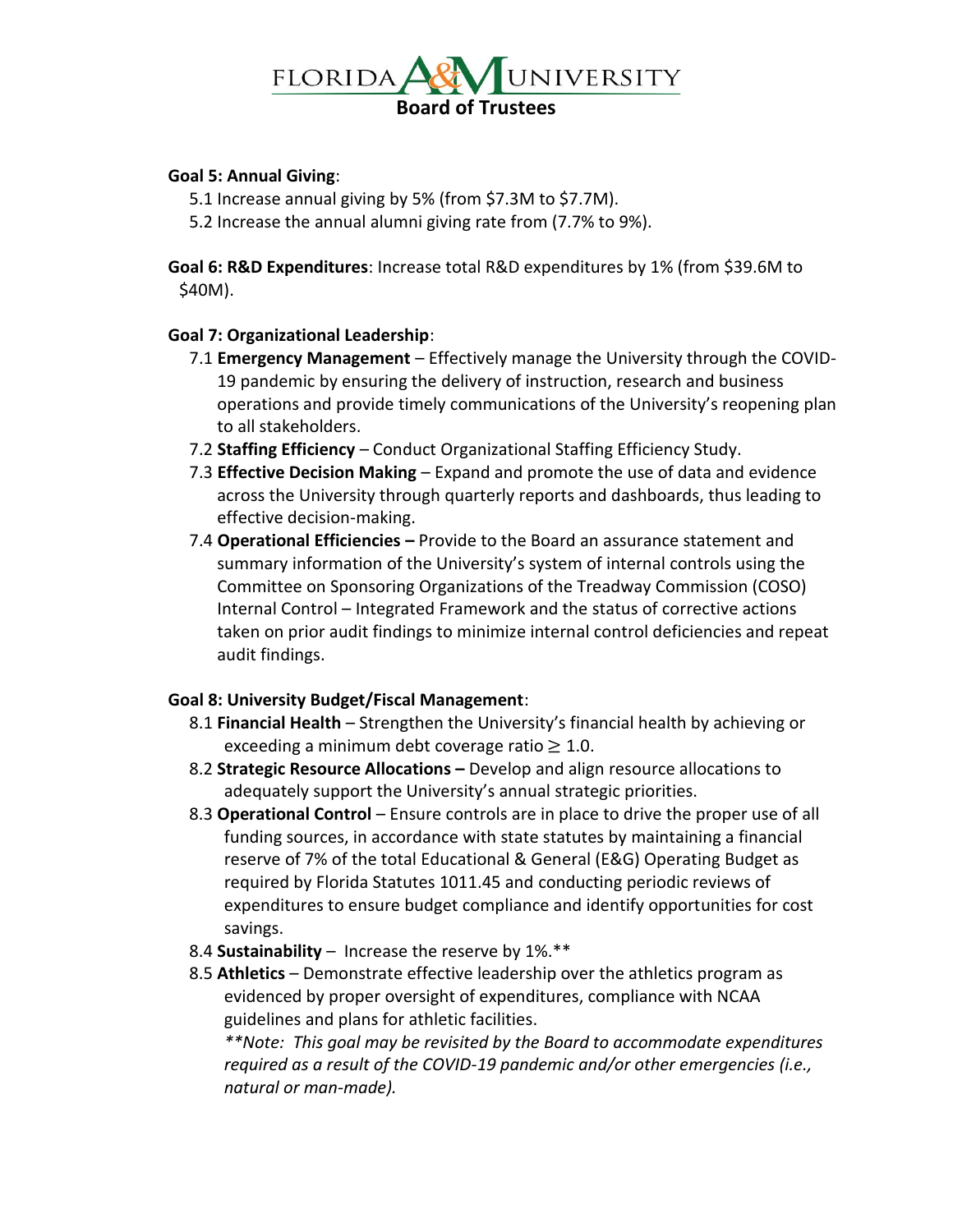**Goal 5: Annual Giving**:

- 5.1 Increase annual giving by 5% (from $7.3M to $7.7M).
- 5.2 Increase the annual alumni giving rate from (7.7% to 9%).

**Goal 6: R&D Expenditures**: Increase total R&D expenditures by 1% (from $39.6M to $40M).

**Goal 7: Organizational Leadership**:

- 7.1 **Emergency Management** – Effectively manage the University through the COVID-19 pandemic by ensuring the delivery of instruction, research and business operations and provide timely communications of the University's reopening plan to all stakeholders.
- 7.2 **Staffing Efficiency** – Conduct Organizational Staffing Efficiency Study.
- 7.3 **Effective Decision Making** – Expand and promote the use of data and evidence across the University through quarterly reports and dashboards, thus leading to effective decision-making.
- 7.4 **Operational Efficiencies –** Provide to the Board an assurance statement and summary information of the University's system of internal controls using the Committee on Sponsoring Organizations of the Treadway Commission (COSO) Internal Control – Integrated Framework and the status of corrective actions taken on prior audit findings to minimize internal control deficiencies and repeat audit findings.

**Goal 8: University Budget/Fiscal Management**:

- 8.1 **Financial Health** – Strengthen the University's financial health by achieving or exceeding a minimum debt coverage ratio $\geq$ 1.0.
- 8.2 **Strategic Resource Allocations –** Develop and align resource allocations to adequately support the University's annual strategic priorities.
- 8.3 **Operational Control** – Ensure controls are in place to drive the proper use of all funding sources, in accordance with state statutes by maintaining a financial reserve of 7% of the total Educational & General (E&G) Operating Budget as required by Florida Statutes 1011.45 and conducting periodic reviews of expenditures to ensure budget compliance and identify opportunities for cost savings.
- 8.4 **Sustainability** – Increase the reserve by 1%.**
- 8.5 **Athletics** – Demonstrate effective leadership over the athletics program as evidenced by proper oversight of expenditures, compliance with NCAA guidelines and plans for athletic facilities.

  ***Note: This goal may be revisited by the Board to accommodate expenditures required as a result of the COVID-19 pandemic and/or other emergencies (i.e., natural or man-made).*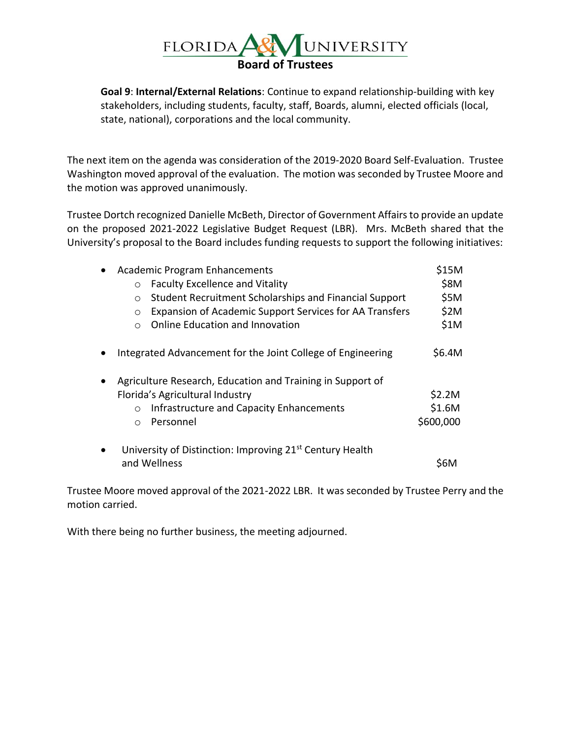**Goal 9**: **Internal/External Relations**: Continue to expand relationship-building with key stakeholders, including students, faculty, staff, Boards, alumni, elected officials (local, state, national), corporations and the local community.

The next item on the agenda was consideration of the 2019-2020 Board Self-Evaluation. Trustee Washington moved approval of the evaluation. The motion was seconded by Trustee Moore and the motion was approved unanimously.

Trustee Dortch recognized Danielle McBeth, Director of Government Affairs to provide an update on the proposed 2021-2022 Legislative Budget Request (LBR). Mrs. McBeth shared that the University's proposal to the Board includes funding requests to support the following initiatives:

- Academic Program Enhancements — $15M
  - Faculty Excellence and Vitality — $8M
  - Student Recruitment Scholarships and Financial Support — $5M
  - Expansion of Academic Support Services for AA Transfers — $2M
  - Online Education and Innovation — $1M
- Integrated Advancement for the Joint College of Engineering — $6.4M
- Agriculture Research, Education and Training in Support of Florida's Agricultural Industry — $2.2M
  - Infrastructure and Capacity Enhancements — $1.6M
  - Personnel — $600,000
- University of Distinction: Improving 21st Century Health and Wellness — $6M

Trustee Moore moved approval of the 2021-2022 LBR. It was seconded by Trustee Perry and the motion carried.

With there being no further business, the meeting adjourned.